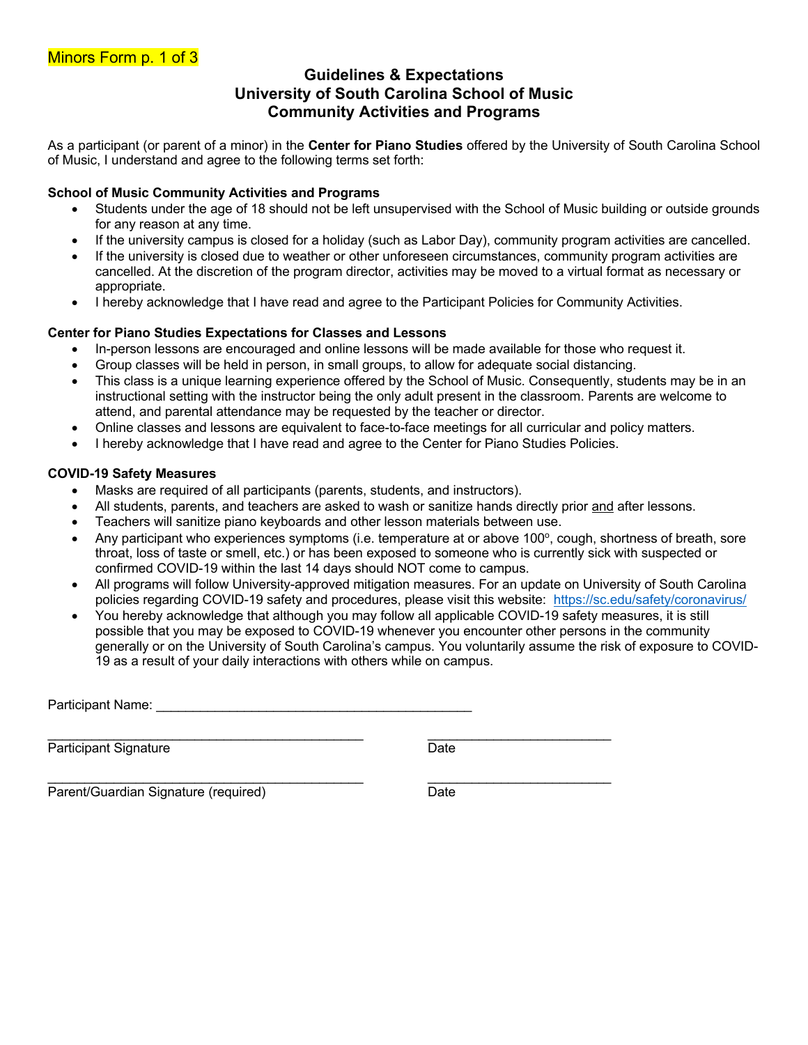Minors Form p. 1 of 3

# Guidelines & Expectations
# University of South Carolina School of Music
# Community Activities and Programs

As a participant (or parent of a minor) in the **Center for Piano Studies** offered by the University of South Carolina School of Music, I understand and agree to the following terms set forth:

**School of Music Community Activities and Programs**

- Students under the age of 18 should not be left unsupervised with the School of Music building or outside grounds for any reason at any time.
- If the university campus is closed for a holiday (such as Labor Day), community program activities are cancelled.
- If the university is closed due to weather or other unforeseen circumstances, community program activities are cancelled. At the discretion of the program director, activities may be moved to a virtual format as necessary or appropriate.
- I hereby acknowledge that I have read and agree to the Participant Policies for Community Activities.

**Center for Piano Studies Expectations for Classes and Lessons**

- In-person lessons are encouraged and online lessons will be made available for those who request it.
- Group classes will be held in person, in small groups, to allow for adequate social distancing.
- This class is a unique learning experience offered by the School of Music. Consequently, students may be in an instructional setting with the instructor being the only adult present in the classroom. Parents are welcome to attend, and parental attendance may be requested by the teacher or director.
- Online classes and lessons are equivalent to face-to-face meetings for all curricular and policy matters.
- I hereby acknowledge that I have read and agree to the Center for Piano Studies Policies.

**COVID-19 Safety Measures**

- Masks are required of all participants (parents, students, and instructors).
- All students, parents, and teachers are asked to wash or sanitize hands directly prior and after lessons.
- Teachers will sanitize piano keyboards and other lesson materials between use.
- Any participant who experiences symptoms (i.e. temperature at or above 100º, cough, shortness of breath, sore throat, loss of taste or smell, etc.) or has been exposed to someone who is currently sick with suspected or confirmed COVID-19 within the last 14 days should NOT come to campus.
- All programs will follow University-approved mitigation measures. For an update on University of South Carolina policies regarding COVID-19 safety and procedures, please visit this website: https://sc.edu/safety/coronavirus/
- You hereby acknowledge that although you may follow all applicable COVID-19 safety measures, it is still possible that you may be exposed to COVID-19 whenever you encounter other persons in the community generally or on the University of South Carolina's campus. You voluntarily assume the risk of exposure to COVID-19 as a result of your daily interactions with others while on campus.

Participant Name: ____________________________________________

____________________________________________ ________________________
Participant Signature Date

____________________________________________ ________________________
Parent/Guardian Signature (required) Date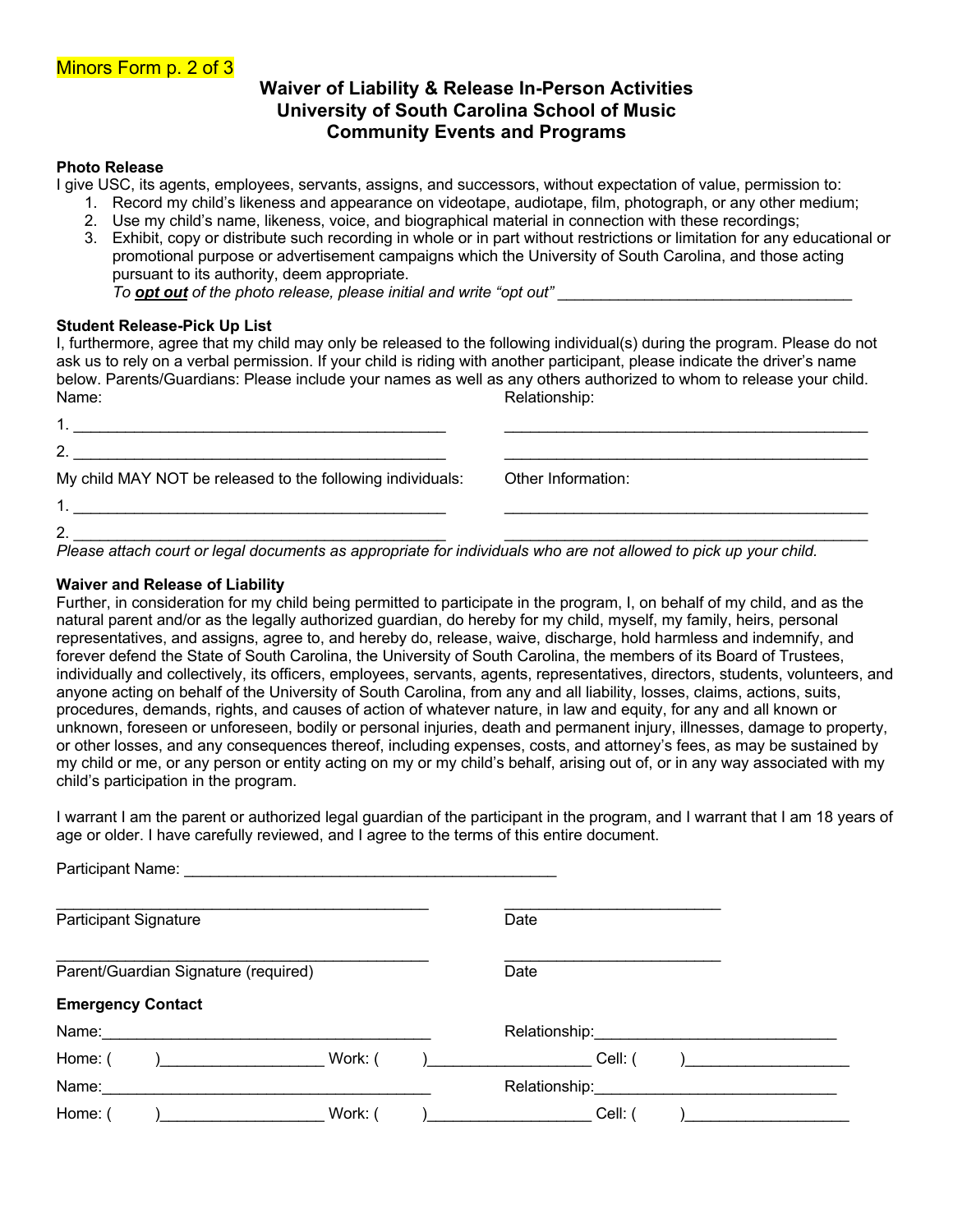Minors Form p. 2 of 3

# Waiver of Liability & Release In-Person Activities
# University of South Carolina School of Music
# Community Events and Programs

**Photo Release**

I give USC, its agents, employees, servants, assigns, and successors, without expectation of value, permission to:

1. Record my child's likeness and appearance on videotape, audiotape, film, photograph, or any other medium;
2. Use my child's name, likeness, voice, and biographical material in connection with these recordings;
3. Exhibit, copy or distribute such recording in whole or in part without restrictions or limitation for any educational or promotional purpose or advertisement campaigns which the University of South Carolina, and those acting pursuant to its authority, deem appropriate.
   *To* ***opt out*** *of the photo release, please initial and write "opt out"* ___________________________________

**Student Release-Pick Up List**

I, furthermore, agree that my child may only be released to the following individual(s) during the program. Please do not ask us to rely on a verbal permission. If your child is riding with another participant, please indicate the driver's name below. Parents/Guardians: Please include your names as well as any others authorized to whom to release your child.

| Name: | Relationship: |
| --- | --- |
| 1. ____________________________________________ | ____________________________________________ |
| 2. ____________________________________________ | ____________________________________________ |

| My child MAY NOT be released to the following individuals: | Other Information: |
| --- | --- |
| 1. ____________________________________________ | ____________________________________________ |
| 2. ____________________________________________ | ____________________________________________ |

*Please attach court or legal documents as appropriate for individuals who are not allowed to pick up your child.*

**Waiver and Release of Liability**

Further, in consideration for my child being permitted to participate in the program, I, on behalf of my child, and as the natural parent and/or as the legally authorized guardian, do hereby for my child, myself, my family, heirs, personal representatives, and assigns, agree to, and hereby do, release, waive, discharge, hold harmless and indemnify, and forever defend the State of South Carolina, the University of South Carolina, the members of its Board of Trustees, individually and collectively, its officers, employees, servants, agents, representatives, directors, students, volunteers, and anyone acting on behalf of the University of South Carolina, from any and all liability, losses, claims, actions, suits, procedures, demands, rights, and causes of action of whatever nature, in law and equity, for any and all known or unknown, foreseen or unforeseen, bodily or personal injuries, death and permanent injury, illnesses, damage to property, or other losses, and any consequences thereof, including expenses, costs, and attorney's fees, as may be sustained by my child or me, or any person or entity acting on my or my child's behalf, arising out of, or in any way associated with my child's participation in the program.

I warrant I am the parent or authorized legal guardian of the participant in the program, and I warrant that I am 18 years of age or older. I have carefully reviewed, and I agree to the terms of this entire document.

Participant Name: ____________________________________________

____________________________________________ ____________________________
Participant Signature Date

____________________________________________ ____________________________
Parent/Guardian Signature (required) Date

**Emergency Contact**

Name:________________________________________ Relationship:____________________________

Home: ( )___________________ Work: ( )___________________ Cell: ( )___________________

Name:________________________________________ Relationship:____________________________

Home: ( )___________________ Work: ( )___________________ Cell: ( )___________________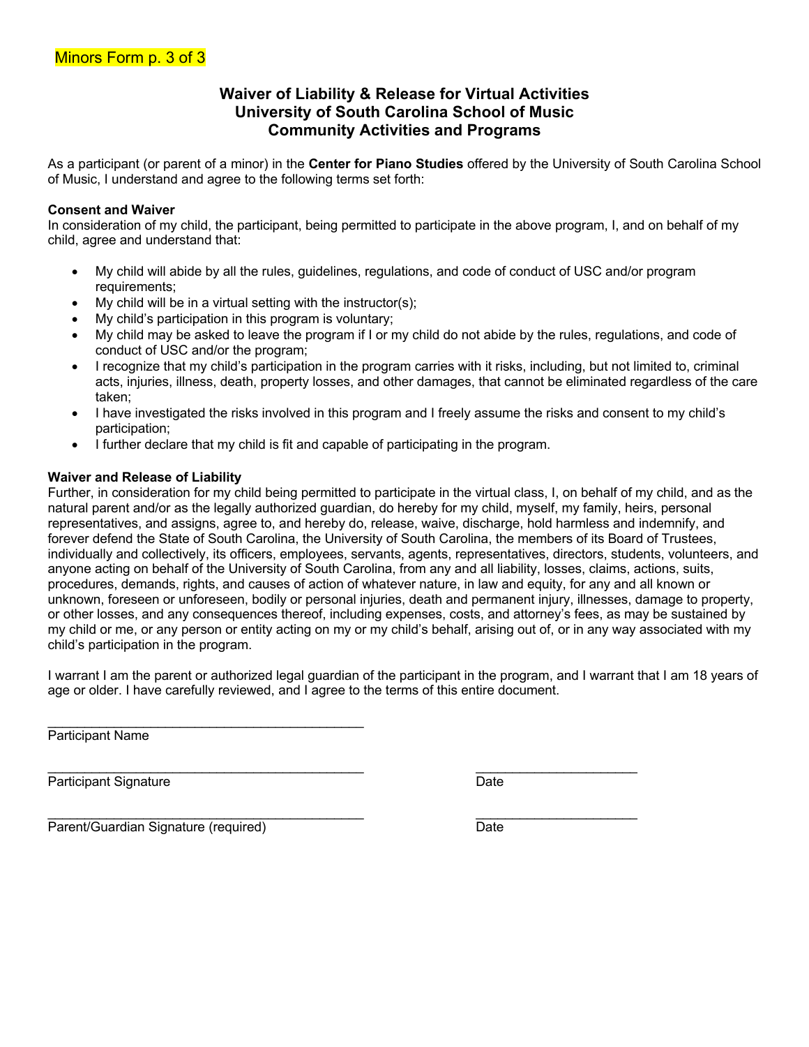Minors Form p. 3 of 3

## Waiver of Liability & Release for Virtual Activities
## University of South Carolina School of Music
## Community Activities and Programs

As a participant (or parent of a minor) in the **Center for Piano Studies** offered by the University of South Carolina School of Music, I understand and agree to the following terms set forth:

**Consent and Waiver**
In consideration of my child, the participant, being permitted to participate in the above program, I, and on behalf of my child, agree and understand that:

- My child will abide by all the rules, guidelines, regulations, and code of conduct of USC and/or program requirements;
- My child will be in a virtual setting with the instructor(s);
- My child's participation in this program is voluntary;
- My child may be asked to leave the program if I or my child do not abide by the rules, regulations, and code of conduct of USC and/or the program;
- I recognize that my child's participation in the program carries with it risks, including, but not limited to, criminal acts, injuries, illness, death, property losses, and other damages, that cannot be eliminated regardless of the care taken;
- I have investigated the risks involved in this program and I freely assume the risks and consent to my child's participation;
- I further declare that my child is fit and capable of participating in the program.

**Waiver and Release of Liability**
Further, in consideration for my child being permitted to participate in the virtual class, I, on behalf of my child, and as the natural parent and/or as the legally authorized guardian, do hereby for my child, myself, my family, heirs, personal representatives, and assigns, agree to, and hereby do, release, waive, discharge, hold harmless and indemnify, and forever defend the State of South Carolina, the University of South Carolina, the members of its Board of Trustees, individually and collectively, its officers, employees, servants, agents, representatives, directors, students, volunteers, and anyone acting on behalf of the University of South Carolina, from any and all liability, losses, claims, actions, suits, procedures, demands, rights, and causes of action of whatever nature, in law and equity, for any and all known or unknown, foreseen or unforeseen, bodily or personal injuries, death and permanent injury, illnesses, damage to property, or other losses, and any consequences thereof, including expenses, costs, and attorney's fees, as may be sustained by my child or me, or any person or entity acting on my or my child's behalf, arising out of, or in any way associated with my child's participation in the program.

I warrant I am the parent or authorized legal guardian of the participant in the program, and I warrant that I am 18 years of age or older. I have carefully reviewed, and I agree to the terms of this entire document.

_____________________________________________
Participant Name

_____________________________________________ &nbsp;&nbsp;&nbsp;&nbsp; ______________________
Participant Signature &nbsp;&nbsp;&nbsp;&nbsp; Date

_____________________________________________ &nbsp;&nbsp;&nbsp;&nbsp; ______________________
Parent/Guardian Signature (required) &nbsp;&nbsp;&nbsp;&nbsp; Date